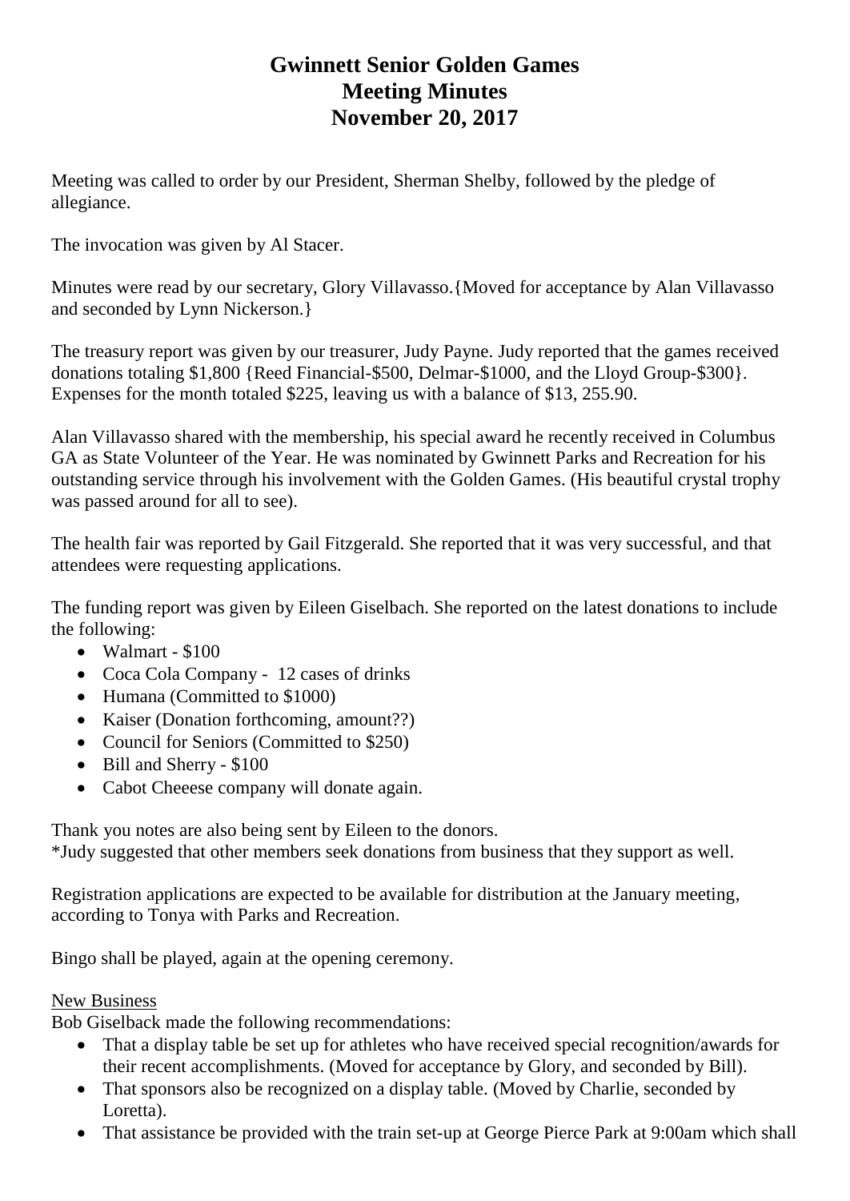# Gwinnett Senior Golden Games
# Meeting Minutes
# November 20, 2017

Meeting was called to order by our President, Sherman Shelby, followed by the pledge of allegiance.

The invocation was given by Al Stacer.

Minutes were read by our secretary, Glory Villavasso.{Moved for acceptance by Alan Villavasso and seconded by Lynn Nickerson.}

The treasury report was given by our treasurer, Judy Payne. Judy reported that the games received donations totaling $1,800 {Reed Financial-$500, Delmar-$1000, and the Lloyd Group-$300}. Expenses for the month totaled $225, leaving us with a balance of $13, 255.90.

Alan Villavasso shared with the membership, his special award he recently received in Columbus GA as State Volunteer of the Year. He was nominated by Gwinnett Parks and Recreation for his outstanding service through his involvement with the Golden Games. (His beautiful crystal trophy was passed around for all to see).

The health fair was reported by Gail Fitzgerald. She reported that it was very successful, and that attendees were requesting applications.

The funding report was given by Eileen Giselbach. She reported on the latest donations to include the following:

- Walmart - $100
- Coca Cola Company - 12 cases of drinks
- Humana (Committed to $1000)
- Kaiser (Donation forthcoming, amount??)
- Council for Seniors (Committed to $250)
- Bill and Sherry - $100
- Cabot Cheeese company will donate again.

Thank you notes are also being sent by Eileen to the donors.
*Judy suggested that other members seek donations from business that they support as well.

Registration applications are expected to be available for distribution at the January meeting, according to Tonya with Parks and Recreation.

Bingo shall be played, again at the opening ceremony.

<u>New Business</u>

Bob Giselback made the following recommendations:

- That a display table be set up for athletes who have received special recognition/awards for their recent accomplishments. (Moved for acceptance by Glory, and seconded by Bill).
- That sponsors also be recognized on a display table. (Moved by Charlie, seconded by Loretta).
- That assistance be provided with the train set-up at George Pierce Park at 9:00am which shall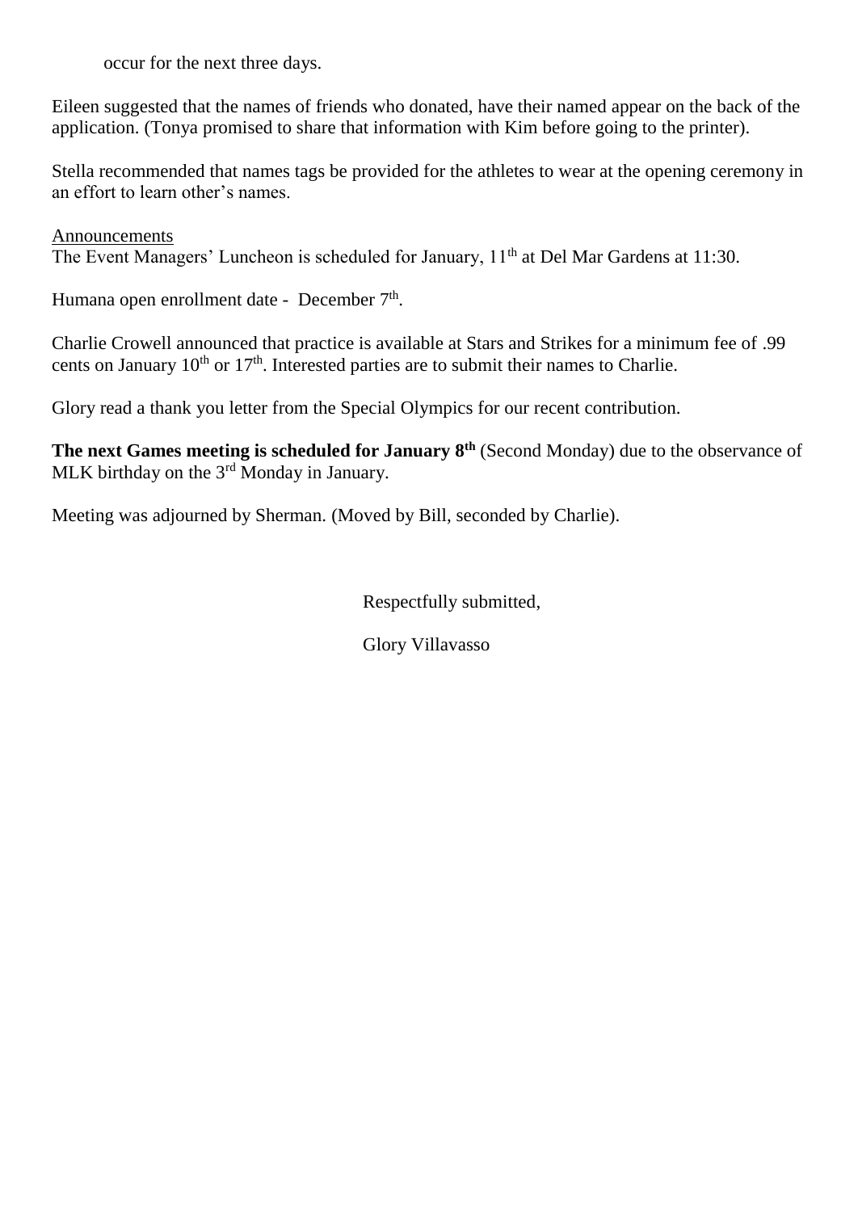occur for the next three days.

Eileen suggested that the names of friends who donated, have their named appear on the back of the application. (Tonya promised to share that information with Kim before going to the printer).

Stella recommended that names tags be provided for the athletes to wear at the opening ceremony in an effort to learn other's names.

<u>Announcements</u>

The Event Managers' Luncheon is scheduled for January, 11th at Del Mar Gardens at 11:30.

Humana open enrollment date - December 7th.

Charlie Crowell announced that practice is available at Stars and Strikes for a minimum fee of .99 cents on January 10th or 17th. Interested parties are to submit their names to Charlie.

Glory read a thank you letter from the Special Olympics for our recent contribution.

**The next Games meeting is scheduled for January 8th** (Second Monday) due to the observance of MLK birthday on the 3rd Monday in January.

Meeting was adjourned by Sherman. (Moved by Bill, seconded by Charlie).

Respectfully submitted,

Glory Villavasso